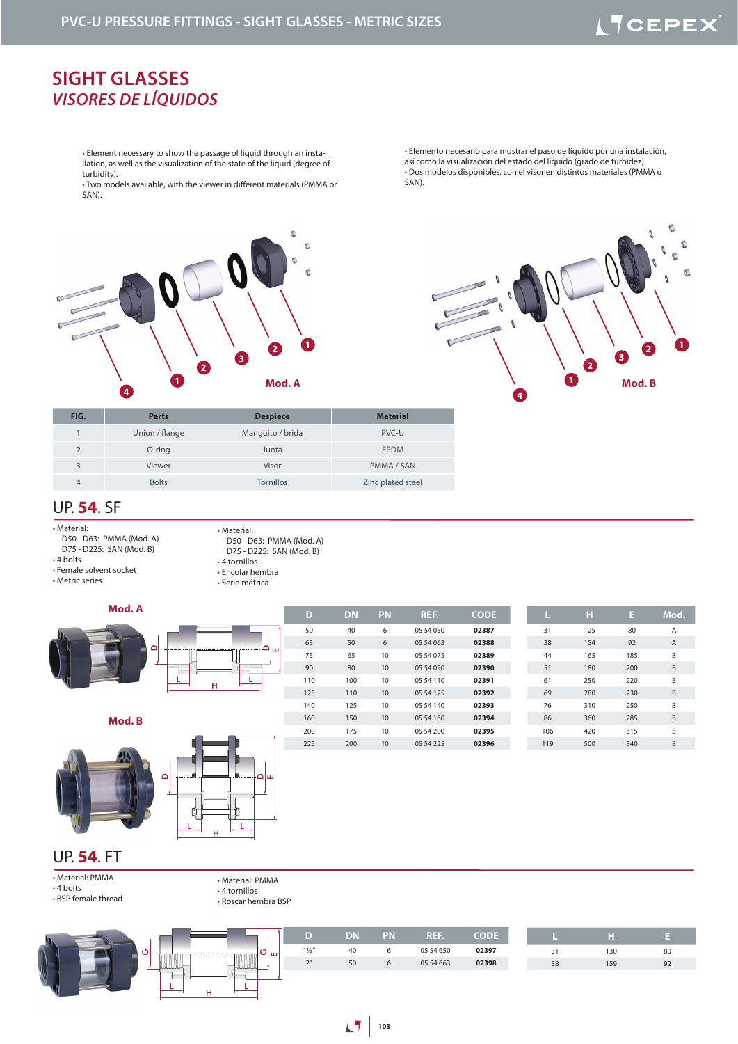# SIGHT GLASSES
## *VISORES DE LÍQUIDOS*

- Element necessary to show the passage of liquid through an installation, as well as the visualization of the state of the liquid (degree of turbidity).
- Two models available, with the viewer in different materials (PMMA or SAN).

- Elemento necesario para mostrar el paso de líquido por una instalación, así como la visualización del estado del líquido (grado de turbidez).
- Dos modelos disponibles, con el visor en distintos materiales (PMMA o SAN).

Mod. A

Mod. B

| FIG. | Parts | Despiece | Material |
|---|---|---|---|
| 1 | Union / flange | Manguito / brida | PVC-U |
| 2 | O-ring | Junta | EPDM |
| 3 | Viewer | Visor | PMMA / SAN |
| 4 | Bolts | Tornillos | Zinc plated steel |

## UP. **54**. SF

- Material:
  D50 - D63: PMMA (Mod. A)
  D75 - D225: SAN (Mod. B)
- 4 bolts
- Female solvent socket
- Metric series

- Material:
  D50 - D63: PMMA (Mod. A)
  D75 - D225: SAN (Mod. B)
- 4 tornillos
- Encolar hembra
- Serie métrica

Mod. A

Mod. B

| D | DN | PN | REF. | CODE | L | H | E | Mod. |
|---|---|---|---|---|---|---|---|---|
| 50 | 40 | 6 | 05 54 050 | **02387** | 31 | 125 | 80 | A |
| 63 | 50 | 6 | 05 54 063 | **02388** | 38 | 154 | 92 | A |
| 75 | 65 | 10 | 05 54 075 | **02389** | 44 | 165 | 185 | B |
| 90 | 80 | 10 | 05 54 090 | **02390** | 51 | 180 | 200 | B |
| 110 | 100 | 10 | 05 54 110 | **02391** | 61 | 250 | 220 | B |
| 125 | 110 | 10 | 05 54 125 | **02392** | 69 | 280 | 230 | B |
| 140 | 125 | 10 | 05 54 140 | **02393** | 76 | 310 | 250 | B |
| 160 | 150 | 10 | 05 54 160 | **02394** | 86 | 360 | 285 | B |
| 200 | 175 | 10 | 05 54 200 | **02395** | 106 | 420 | 315 | B |
| 225 | 200 | 10 | 05 54 225 | **02396** | 119 | 500 | 340 | B |

## UP. **54**. FT

- Material: PMMA
- 4 bolts
- BSP female thread

- Material: PMMA
- 4 tornillos
- Roscar hembra BSP

| D | DN | PN | REF. | CODE | L | H | E |
|---|---|---|---|---|---|---|---|
| 1½" | 40 | 6 | 05 54 650 | **02397** | 31 | 130 | 80 |
| 2" | 50 | 6 | 05 54 663 | **02398** | 38 | 159 | 92 |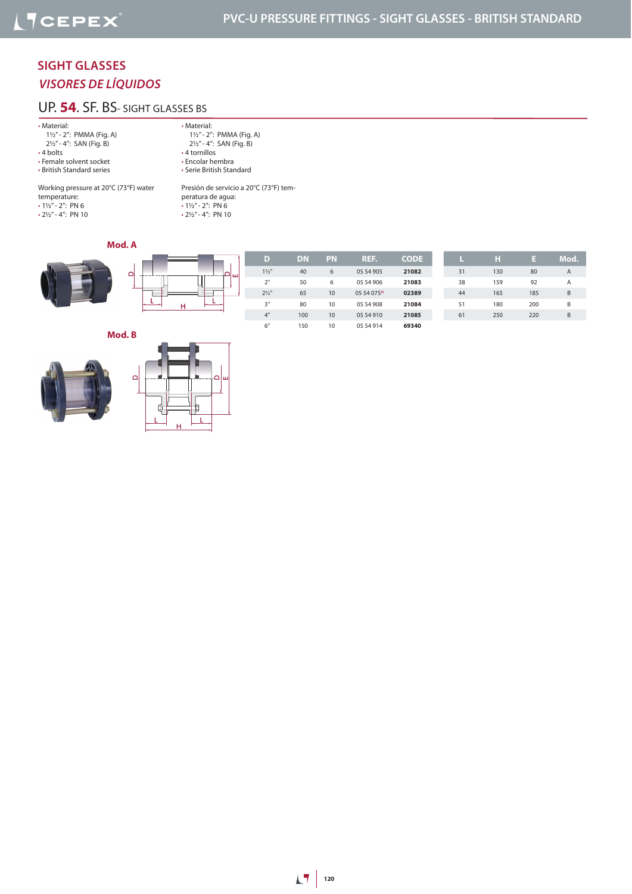## SIGHT GLASSES

### *VISORES DE LÍQUIDOS*

### UP. **54**. SF. BS- SIGHT GLASSES BS

- Material:
  1½" - 2": PMMA (Fig. A)
  2½" - 4": SAN (Fig. B)
- 4 bolts
- Female solvent socket
- British Standard series

Working pressure at 20°C (73°F) water temperature:
- 1½" - 2": PN 6
- 2½" - 4": PN 10

- Material:
  1½" - 2": PMMA (Fig. A)
  2½" - 4": SAN (Fig. B)
- 4 tornillos
- Encolar hembra
- Serie British Standard

Presión de servicio a 20°C (73°F) temperatura de agua:
- 1½" - 2": PN 6
- 2½" - 4": PN 10

**Mod. A**

**Mod. B**

| D | DN | PN | REF. | CODE | L | H | E | Mod. |
|---|---|---|---|---|---|---|---|---|
| 1½" | 40 | 6 | 05 54 905 | **21082** | 31 | 130 | 80 | A |
| 2" | 50 | 6 | 05 54 906 | **21083** | 38 | 159 | 92 | A |
| 2½" | 65 | 10 | 05 54 075[M] | **02389** | 44 | 165 | 185 | B |
| 3" | 80 | 10 | 05 54 908 | **21084** | 51 | 180 | 200 | B |
| 4" | 100 | 10 | 05 54 910 | **21085** | 61 | 250 | 220 | B |
| 6" | 150 | 10 | 05 54 914 | **69340** | | | | |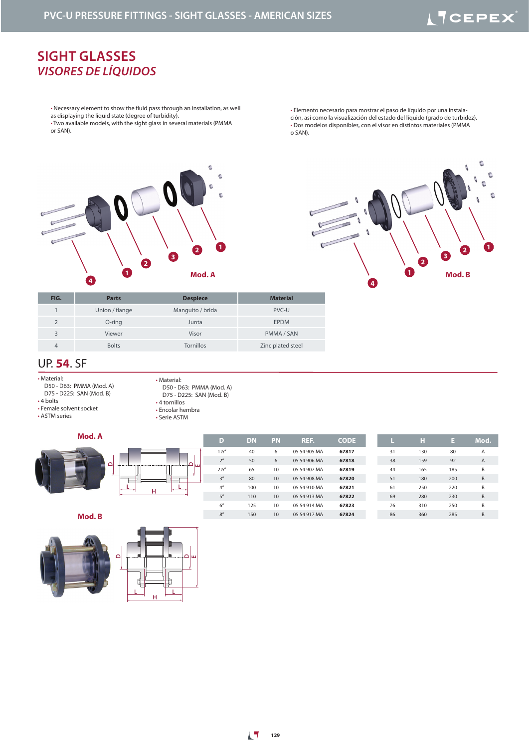# SIGHT GLASSES

## *VISORES DE LÍQUIDOS*

- Necessary element to show the fluid pass through an installation, as well as displaying the liquid state (degree of turbidity).
- Two available models, with the sight glass in several materials (PMMA or SAN).

- Elemento necesario para mostrar el paso de líquido por una instalación, así como la visualización del estado del líquido (grado de turbidez).
- Dos modelos disponibles, con el visor en distintos materiales (PMMA o SAN).

Mod. A

Mod. B

| FIG. | Parts | Despiece | Material |
|---|---|---|---|
| 1 | Union / flange | Manguito / brida | PVC-U |
| 2 | O-ring | Junta | EPDM |
| 3 | Viewer | Visor | PMMA / SAN |
| 4 | Bolts | Tornillos | Zinc plated steel |

## UP. **54**. SF

- Material:
  D50 - D63: PMMA (Mod. A)
  D75 - D225: SAN (Mod. B)
- 4 bolts
- Female solvent socket
- ASTM series

- Material:
  D50 - D63: PMMA (Mod. A)
  D75 - D225: SAN (Mod. B)
- 4 tornillos
- Encolar hembra
- Serie ASTM

Mod. A

Mod. B

| D | DN | PN | REF. | CODE | L | H | E | Mod. |
|---|---|---|---|---|---|---|---|---|
| 1½" | 40 | 6 | 05 54 905 MA | **67817** | 31 | 130 | 80 | A |
| 2" | 50 | 6 | 05 54 906 MA | **67818** | 38 | 159 | 92 | A |
| 2½" | 65 | 10 | 05 54 907 MA | **67819** | 44 | 165 | 185 | B |
| 3" | 80 | 10 | 05 54 908 MA | **67820** | 51 | 180 | 200 | B |
| 4" | 100 | 10 | 05 54 910 MA | **67821** | 61 | 250 | 220 | B |
| 5" | 110 | 10 | 05 54 913 MA | **67822** | 69 | 280 | 230 | B |
| 6" | 125 | 10 | 05 54 914 MA | **67823** | 76 | 310 | 250 | B |
| 8" | 150 | 10 | 05 54 917 MA | **67824** | 86 | 360 | 285 | B |